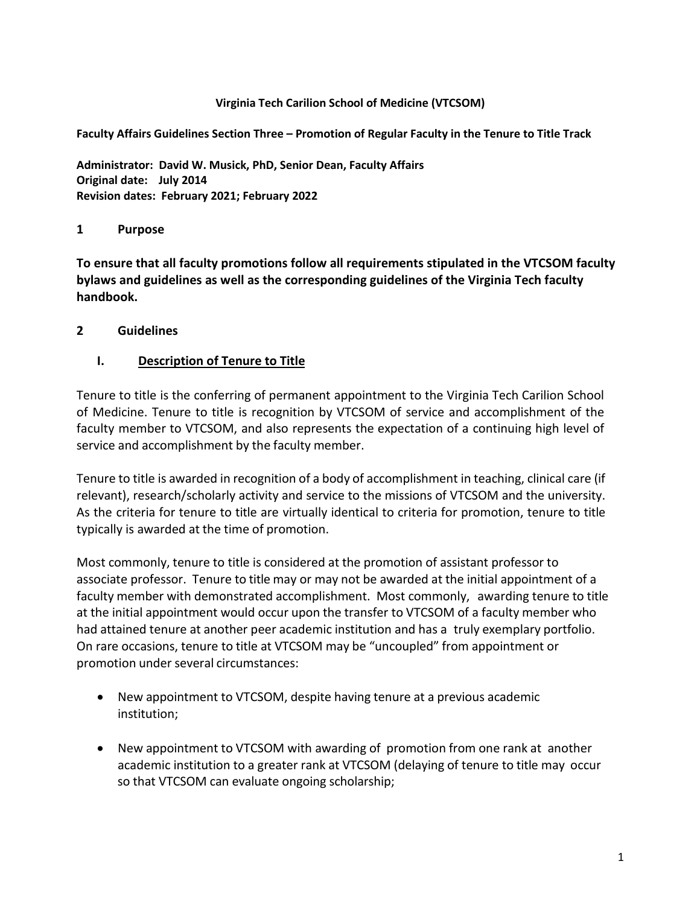**Virginia Tech Carilion School of Medicine (VTCSOM)**

**Faculty Affairs Guidelines Section Three – Promotion of Regular Faculty in the Tenure to Title Track**

**Administrator: David W. Musick, PhD, Senior Dean, Faculty Affairs**
**Original date: July 2014**
**Revision dates: February 2021; February 2022**

## 1 Purpose

**To ensure that all faculty promotions follow all requirements stipulated in the VTCSOM faculty bylaws and guidelines as well as the corresponding guidelines of the Virginia Tech faculty handbook.**

## 2 Guidelines

### I. Description of Tenure to Title

Tenure to title is the conferring of permanent appointment to the Virginia Tech Carilion School of Medicine. Tenure to title is recognition by VTCSOM of service and accomplishment of the faculty member to VTCSOM, and also represents the expectation of a continuing high level of service and accomplishment by the faculty member.

Tenure to title is awarded in recognition of a body of accomplishment in teaching, clinical care (if relevant), research/scholarly activity and service to the missions of VTCSOM and the university. As the criteria for tenure to title are virtually identical to criteria for promotion, tenure to title typically is awarded at the time of promotion.

Most commonly, tenure to title is considered at the promotion of assistant professor to associate professor. Tenure to title may or may not be awarded at the initial appointment of a faculty member with demonstrated accomplishment. Most commonly, awarding tenure to title at the initial appointment would occur upon the transfer to VTCSOM of a faculty member who had attained tenure at another peer academic institution and has a truly exemplary portfolio. On rare occasions, tenure to title at VTCSOM may be "uncoupled" from appointment or promotion under several circumstances:

- New appointment to VTCSOM, despite having tenure at a previous academic institution;
- New appointment to VTCSOM with awarding of promotion from one rank at another academic institution to a greater rank at VTCSOM (delaying of tenure to title may occur so that VTCSOM can evaluate ongoing scholarship;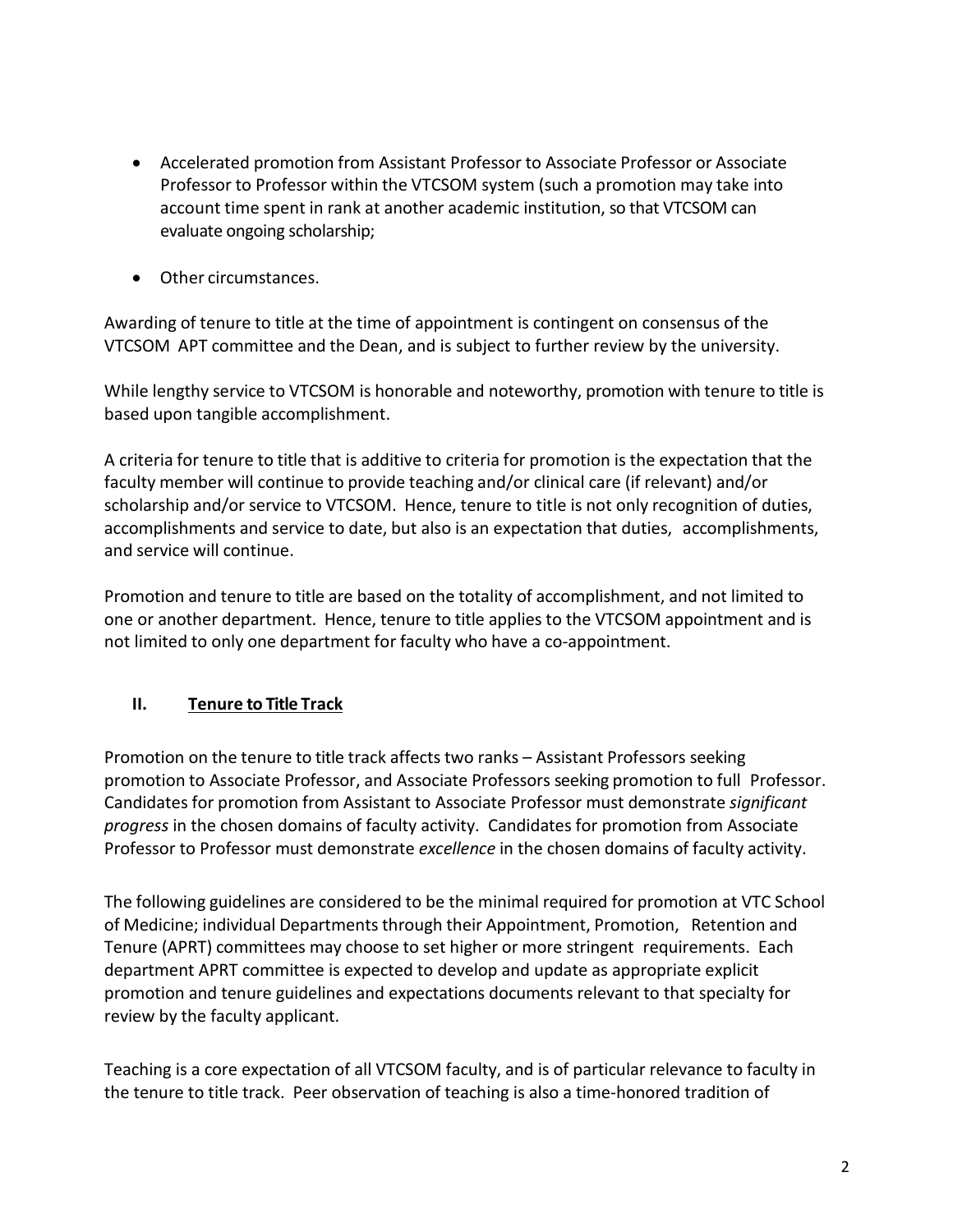- Accelerated promotion from Assistant Professor to Associate Professor or Associate Professor to Professor within the VTCSOM system (such a promotion may take into account time spent in rank at another academic institution, so that VTCSOM can evaluate ongoing scholarship;
- Other circumstances.

Awarding of tenure to title at the time of appointment is contingent on consensus of the VTCSOM APT committee and the Dean, and is subject to further review by the university.

While lengthy service to VTCSOM is honorable and noteworthy, promotion with tenure to title is based upon tangible accomplishment.

A criteria for tenure to title that is additive to criteria for promotion is the expectation that the faculty member will continue to provide teaching and/or clinical care (if relevant) and/or scholarship and/or service to VTCSOM. Hence, tenure to title is not only recognition of duties, accomplishments and service to date, but also is an expectation that duties, accomplishments, and service will continue.

Promotion and tenure to title are based on the totality of accomplishment, and not limited to one or another department. Hence, tenure to title applies to the VTCSOM appointment and is not limited to only one department for faculty who have a co-appointment.

## II. <u>Tenure to Title Track</u>

Promotion on the tenure to title track affects two ranks – Assistant Professors seeking promotion to Associate Professor, and Associate Professors seeking promotion to full Professor. Candidates for promotion from Assistant to Associate Professor must demonstrate *significant progress* in the chosen domains of faculty activity. Candidates for promotion from Associate Professor to Professor must demonstrate *excellence* in the chosen domains of faculty activity.

The following guidelines are considered to be the minimal required for promotion at VTC School of Medicine; individual Departments through their Appointment, Promotion, Retention and Tenure (APRT) committees may choose to set higher or more stringent requirements. Each department APRT committee is expected to develop and update as appropriate explicit promotion and tenure guidelines and expectations documents relevant to that specialty for review by the faculty applicant.

Teaching is a core expectation of all VTCSOM faculty, and is of particular relevance to faculty in the tenure to title track. Peer observation of teaching is also a time-honored tradition of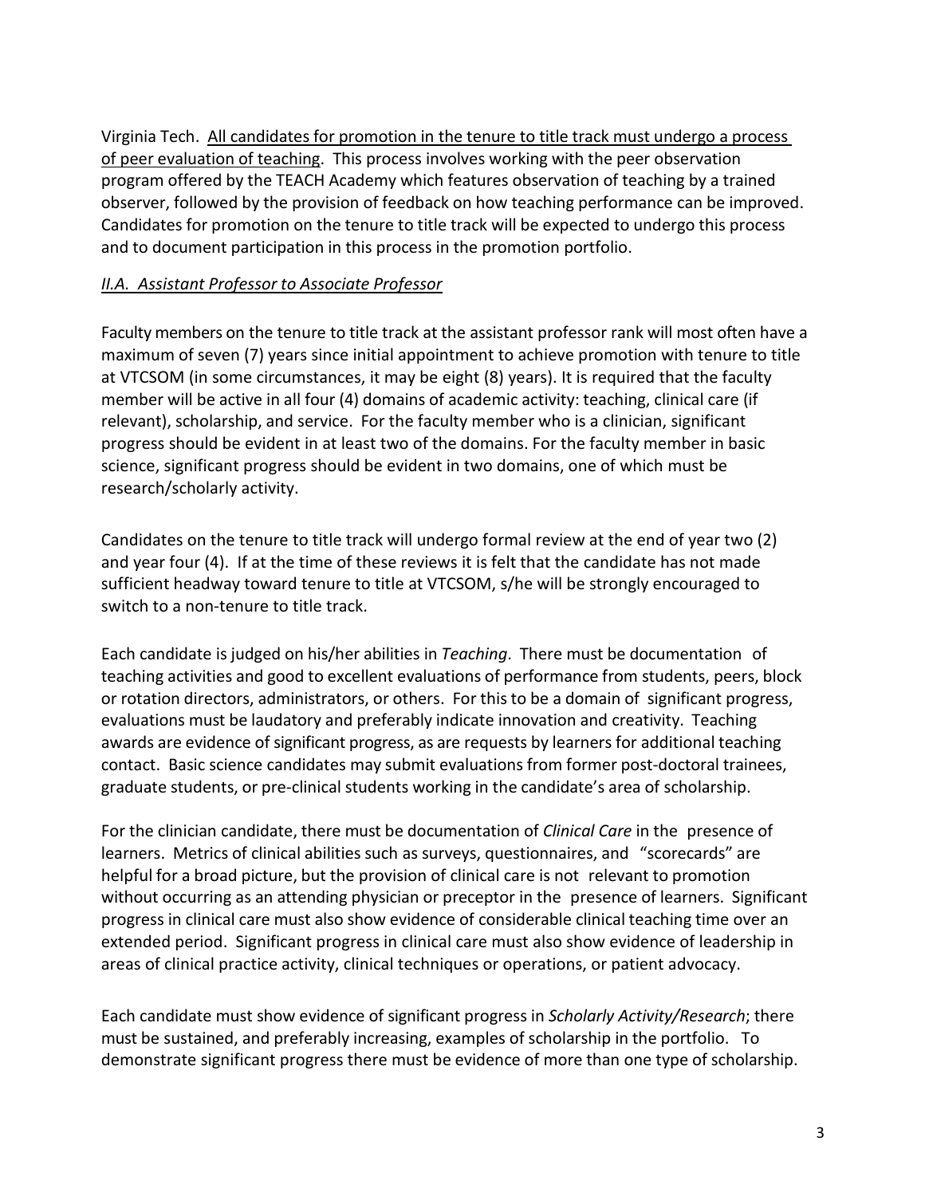Virginia Tech. <u>All candidates for promotion in the tenure to title track must undergo a process of peer evaluation of teaching</u>. This process involves working with the peer observation program offered by the TEACH Academy which features observation of teaching by a trained observer, followed by the provision of feedback on how teaching performance can be improved. Candidates for promotion on the tenure to title track will be expected to undergo this process and to document participation in this process in the promotion portfolio.

### *II.A. Assistant Professor to Associate Professor*

Faculty members on the tenure to title track at the assistant professor rank will most often have a maximum of seven (7) years since initial appointment to achieve promotion with tenure to title at VTCSOM (in some circumstances, it may be eight (8) years). It is required that the faculty member will be active in all four (4) domains of academic activity: teaching, clinical care (if relevant), scholarship, and service. For the faculty member who is a clinician, significant progress should be evident in at least two of the domains. For the faculty member in basic science, significant progress should be evident in two domains, one of which must be research/scholarly activity.

Candidates on the tenure to title track will undergo formal review at the end of year two (2) and year four (4). If at the time of these reviews it is felt that the candidate has not made sufficient headway toward tenure to title at VTCSOM, s/he will be strongly encouraged to switch to a non-tenure to title track.

Each candidate is judged on his/her abilities in *Teaching*. There must be documentation of teaching activities and good to excellent evaluations of performance from students, peers, block or rotation directors, administrators, or others. For this to be a domain of significant progress, evaluations must be laudatory and preferably indicate innovation and creativity. Teaching awards are evidence of significant progress, as are requests by learners for additional teaching contact. Basic science candidates may submit evaluations from former post-doctoral trainees, graduate students, or pre-clinical students working in the candidate's area of scholarship.

For the clinician candidate, there must be documentation of *Clinical Care* in the presence of learners. Metrics of clinical abilities such as surveys, questionnaires, and "scorecards" are helpful for a broad picture, but the provision of clinical care is not relevant to promotion without occurring as an attending physician or preceptor in the presence of learners. Significant progress in clinical care must also show evidence of considerable clinical teaching time over an extended period. Significant progress in clinical care must also show evidence of leadership in areas of clinical practice activity, clinical techniques or operations, or patient advocacy.

Each candidate must show evidence of significant progress in *Scholarly Activity/Research*; there must be sustained, and preferably increasing, examples of scholarship in the portfolio. To demonstrate significant progress there must be evidence of more than one type of scholarship.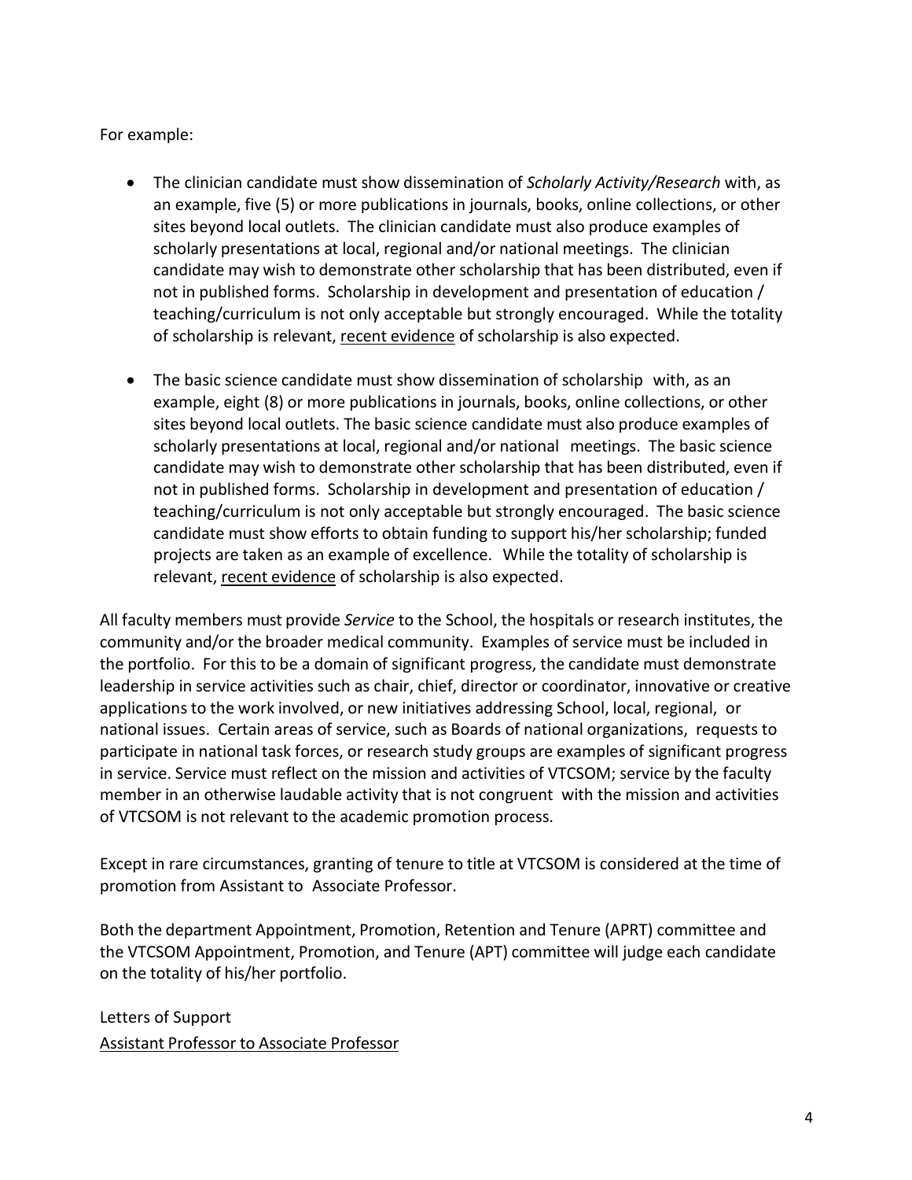For example:

- The clinician candidate must show dissemination of *Scholarly Activity/Research* with, as an example, five (5) or more publications in journals, books, online collections, or other sites beyond local outlets. The clinician candidate must also produce examples of scholarly presentations at local, regional and/or national meetings. The clinician candidate may wish to demonstrate other scholarship that has been distributed, even if not in published forms. Scholarship in development and presentation of education / teaching/curriculum is not only acceptable but strongly encouraged. While the totality of scholarship is relevant, <u>recent evidence</u> of scholarship is also expected.

- The basic science candidate must show dissemination of scholarship with, as an example, eight (8) or more publications in journals, books, online collections, or other sites beyond local outlets. The basic science candidate must also produce examples of scholarly presentations at local, regional and/or national meetings. The basic science candidate may wish to demonstrate other scholarship that has been distributed, even if not in published forms. Scholarship in development and presentation of education / teaching/curriculum is not only acceptable but strongly encouraged. The basic science candidate must show efforts to obtain funding to support his/her scholarship; funded projects are taken as an example of excellence. While the totality of scholarship is relevant, <u>recent evidence</u> of scholarship is also expected.

All faculty members must provide *Service* to the School, the hospitals or research institutes, the community and/or the broader medical community. Examples of service must be included in the portfolio. For this to be a domain of significant progress, the candidate must demonstrate leadership in service activities such as chair, chief, director or coordinator, innovative or creative applications to the work involved, or new initiatives addressing School, local, regional, or national issues. Certain areas of service, such as Boards of national organizations, requests to participate in national task forces, or research study groups are examples of significant progress in service. Service must reflect on the mission and activities of VTCSOM; service by the faculty member in an otherwise laudable activity that is not congruent with the mission and activities of VTCSOM is not relevant to the academic promotion process.

Except in rare circumstances, granting of tenure to title at VTCSOM is considered at the time of promotion from Assistant to Associate Professor.

Both the department Appointment, Promotion, Retention and Tenure (APRT) committee and the VTCSOM Appointment, Promotion, and Tenure (APT) committee will judge each candidate on the totality of his/her portfolio.

Letters of Support

<u>Assistant Professor to Associate Professor</u>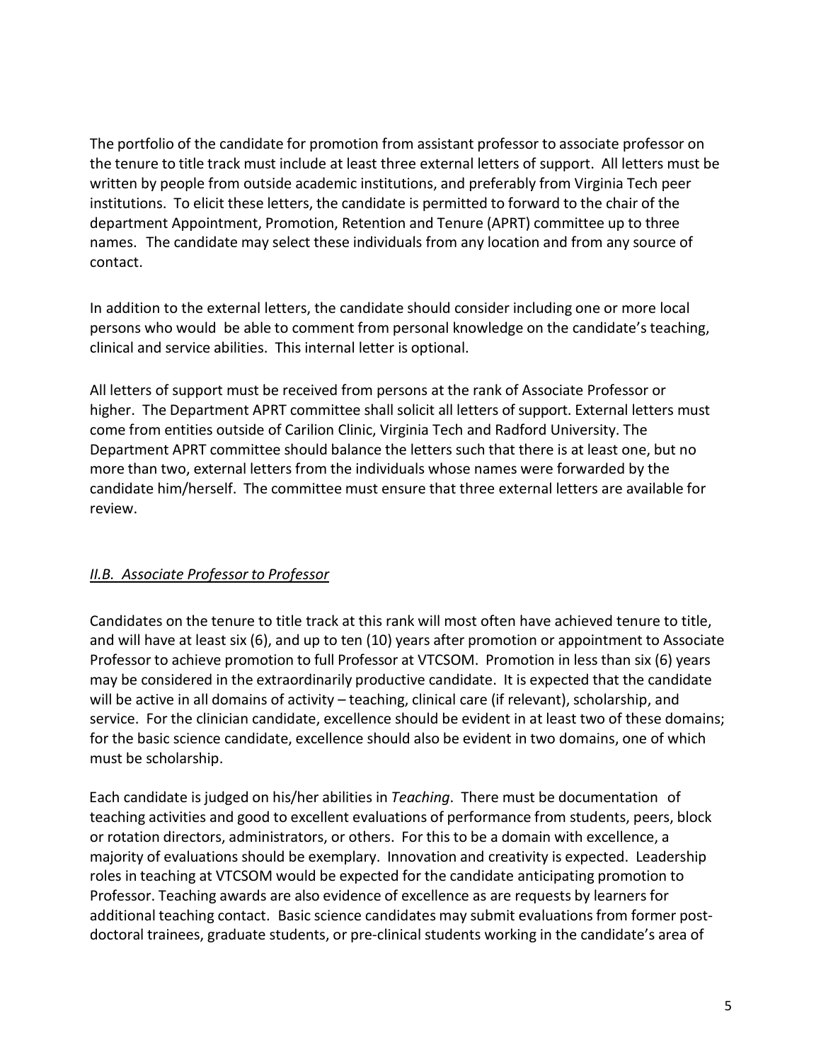The portfolio of the candidate for promotion from assistant professor to associate professor on the tenure to title track must include at least three external letters of support. All letters must be written by people from outside academic institutions, and preferably from Virginia Tech peer institutions. To elicit these letters, the candidate is permitted to forward to the chair of the department Appointment, Promotion, Retention and Tenure (APRT) committee up to three names. The candidate may select these individuals from any location and from any source of contact.

In addition to the external letters, the candidate should consider including one or more local persons who would be able to comment from personal knowledge on the candidate's teaching, clinical and service abilities. This internal letter is optional.

All letters of support must be received from persons at the rank of Associate Professor or higher. The Department APRT committee shall solicit all letters of support. External letters must come from entities outside of Carilion Clinic, Virginia Tech and Radford University. The Department APRT committee should balance the letters such that there is at least one, but no more than two, external letters from the individuals whose names were forwarded by the candidate him/herself. The committee must ensure that three external letters are available for review.

### *II.B. Associate Professor to Professor*

Candidates on the tenure to title track at this rank will most often have achieved tenure to title, and will have at least six (6), and up to ten (10) years after promotion or appointment to Associate Professor to achieve promotion to full Professor at VTCSOM. Promotion in less than six (6) years may be considered in the extraordinarily productive candidate. It is expected that the candidate will be active in all domains of activity – teaching, clinical care (if relevant), scholarship, and service. For the clinician candidate, excellence should be evident in at least two of these domains; for the basic science candidate, excellence should also be evident in two domains, one of which must be scholarship.

Each candidate is judged on his/her abilities in *Teaching*. There must be documentation of teaching activities and good to excellent evaluations of performance from students, peers, block or rotation directors, administrators, or others. For this to be a domain with excellence, a majority of evaluations should be exemplary. Innovation and creativity is expected. Leadership roles in teaching at VTCSOM would be expected for the candidate anticipating promotion to Professor. Teaching awards are also evidence of excellence as are requests by learners for additional teaching contact. Basic science candidates may submit evaluations from former post-doctoral trainees, graduate students, or pre-clinical students working in the candidate's area of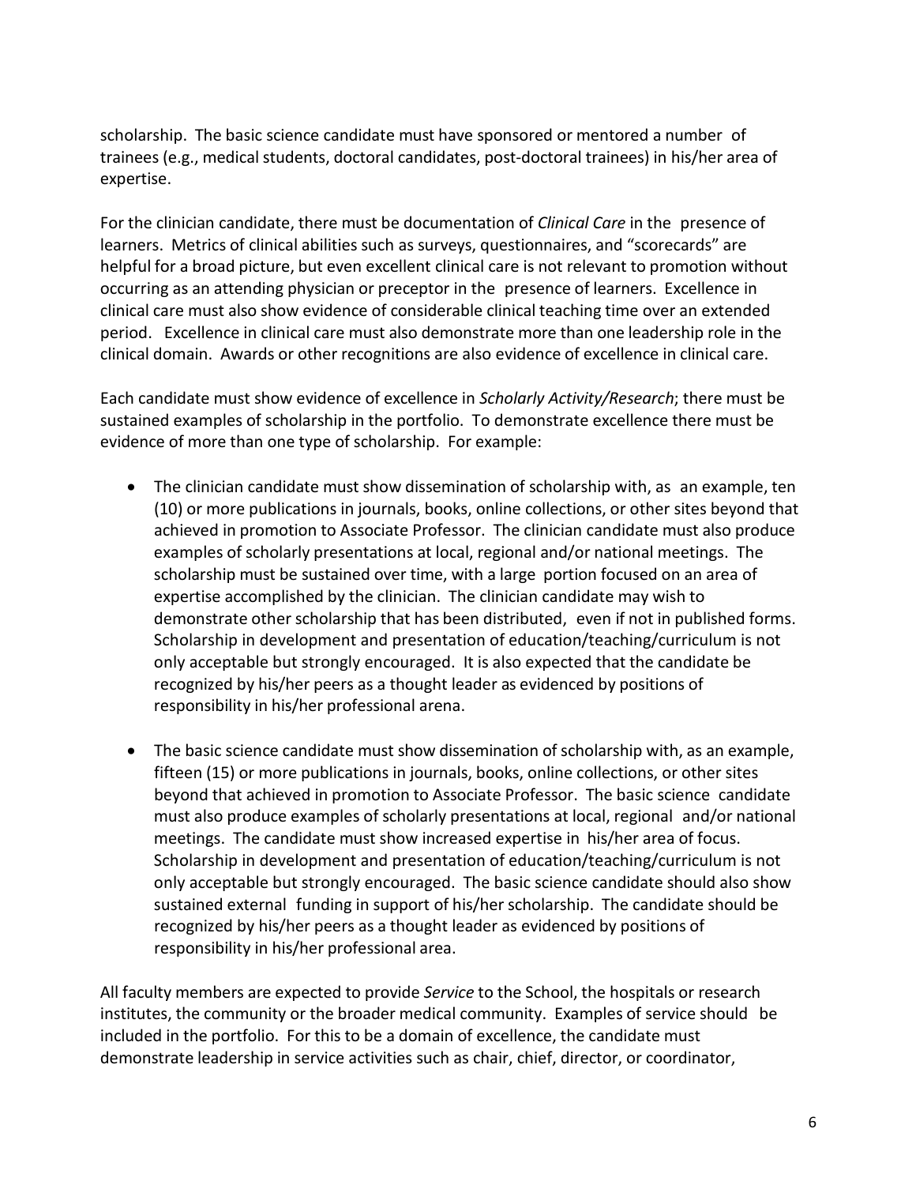scholarship. The basic science candidate must have sponsored or mentored a number of trainees (e.g., medical students, doctoral candidates, post-doctoral trainees) in his/her area of expertise.

For the clinician candidate, there must be documentation of *Clinical Care* in the presence of learners. Metrics of clinical abilities such as surveys, questionnaires, and "scorecards" are helpful for a broad picture, but even excellent clinical care is not relevant to promotion without occurring as an attending physician or preceptor in the presence of learners. Excellence in clinical care must also show evidence of considerable clinical teaching time over an extended period. Excellence in clinical care must also demonstrate more than one leadership role in the clinical domain. Awards or other recognitions are also evidence of excellence in clinical care.

Each candidate must show evidence of excellence in *Scholarly Activity/Research*; there must be sustained examples of scholarship in the portfolio. To demonstrate excellence there must be evidence of more than one type of scholarship. For example:

- The clinician candidate must show dissemination of scholarship with, as an example, ten (10) or more publications in journals, books, online collections, or other sites beyond that achieved in promotion to Associate Professor. The clinician candidate must also produce examples of scholarly presentations at local, regional and/or national meetings. The scholarship must be sustained over time, with a large portion focused on an area of expertise accomplished by the clinician. The clinician candidate may wish to demonstrate other scholarship that has been distributed, even if not in published forms. Scholarship in development and presentation of education/teaching/curriculum is not only acceptable but strongly encouraged. It is also expected that the candidate be recognized by his/her peers as a thought leader as evidenced by positions of responsibility in his/her professional arena.

- The basic science candidate must show dissemination of scholarship with, as an example, fifteen (15) or more publications in journals, books, online collections, or other sites beyond that achieved in promotion to Associate Professor. The basic science candidate must also produce examples of scholarly presentations at local, regional and/or national meetings. The candidate must show increased expertise in his/her area of focus. Scholarship in development and presentation of education/teaching/curriculum is not only acceptable but strongly encouraged. The basic science candidate should also show sustained external funding in support of his/her scholarship. The candidate should be recognized by his/her peers as a thought leader as evidenced by positions of responsibility in his/her professional area.

All faculty members are expected to provide *Service* to the School, the hospitals or research institutes, the community or the broader medical community. Examples of service should be included in the portfolio. For this to be a domain of excellence, the candidate must demonstrate leadership in service activities such as chair, chief, director, or coordinator,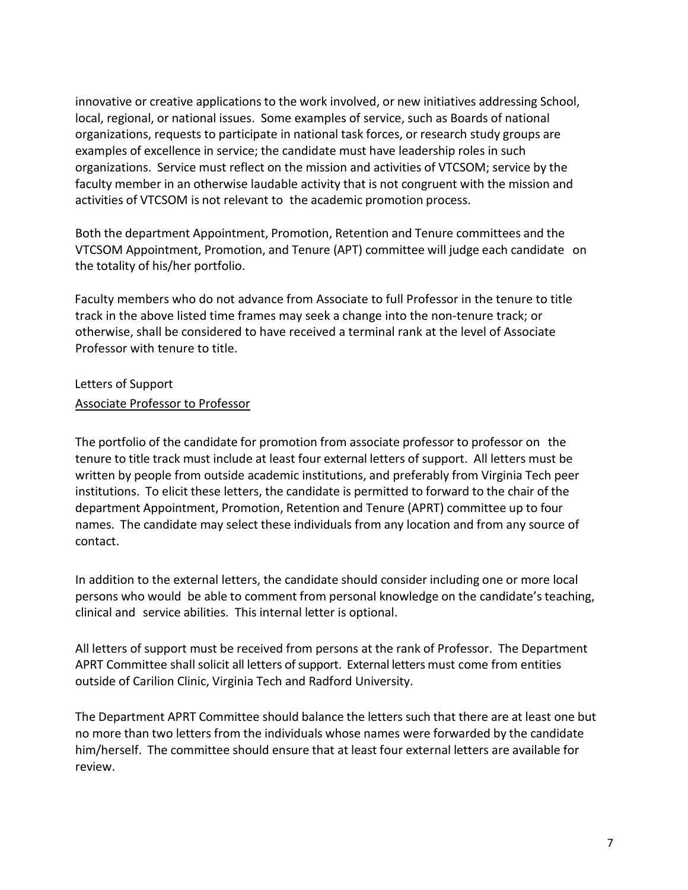innovative or creative applications to the work involved, or new initiatives addressing School, local, regional, or national issues. Some examples of service, such as Boards of national organizations, requests to participate in national task forces, or research study groups are examples of excellence in service; the candidate must have leadership roles in such organizations. Service must reflect on the mission and activities of VTCSOM; service by the faculty member in an otherwise laudable activity that is not congruent with the mission and activities of VTCSOM is not relevant to the academic promotion process.

Both the department Appointment, Promotion, Retention and Tenure committees and the VTCSOM Appointment, Promotion, and Tenure (APT) committee will judge each candidate on the totality of his/her portfolio.

Faculty members who do not advance from Associate to full Professor in the tenure to title track in the above listed time frames may seek a change into the non-tenure track; or otherwise, shall be considered to have received a terminal rank at the level of Associate Professor with tenure to title.

Letters of Support

Associate Professor to Professor

The portfolio of the candidate for promotion from associate professor to professor on the tenure to title track must include at least four external letters of support. All letters must be written by people from outside academic institutions, and preferably from Virginia Tech peer institutions. To elicit these letters, the candidate is permitted to forward to the chair of the department Appointment, Promotion, Retention and Tenure (APRT) committee up to four names. The candidate may select these individuals from any location and from any source of contact.

In addition to the external letters, the candidate should consider including one or more local persons who would be able to comment from personal knowledge on the candidate's teaching, clinical and service abilities. This internal letter is optional.

All letters of support must be received from persons at the rank of Professor. The Department APRT Committee shall solicit all letters of support. External letters must come from entities outside of Carilion Clinic, Virginia Tech and Radford University.

The Department APRT Committee should balance the letters such that there are at least one but no more than two letters from the individuals whose names were forwarded by the candidate him/herself. The committee should ensure that at least four external letters are available for review.